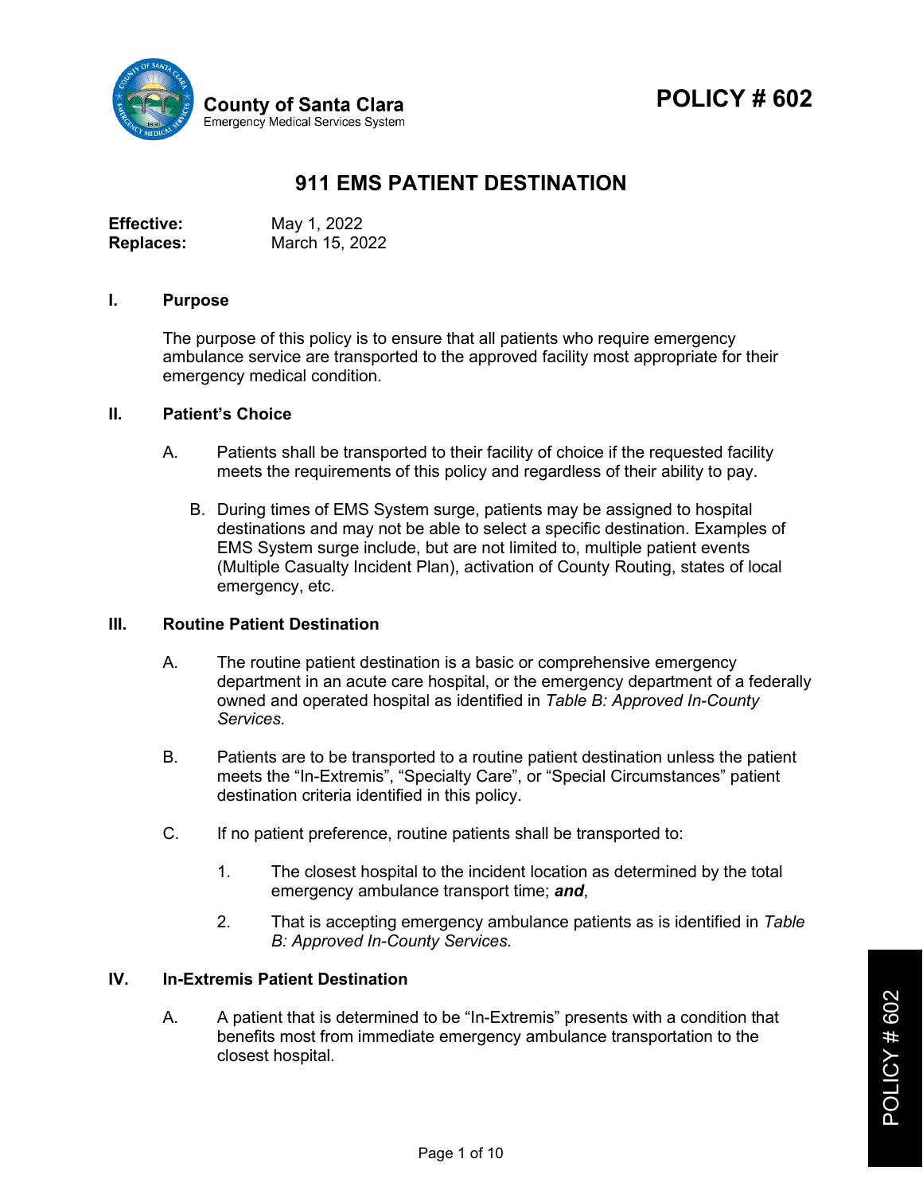County of Santa Clara
Emergency Medical Services System

# POLICY # 602

## 911 EMS PATIENT DESTINATION

**Effective:** May 1, 2022
**Replaces:** March 15, 2022

### I. Purpose

The purpose of this policy is to ensure that all patients who require emergency ambulance service are transported to the approved facility most appropriate for their emergency medical condition.

### II. Patient's Choice

A. Patients shall be transported to their facility of choice if the requested facility meets the requirements of this policy and regardless of their ability to pay.

B. During times of EMS System surge, patients may be assigned to hospital destinations and may not be able to select a specific destination. Examples of EMS System surge include, but are not limited to, multiple patient events (Multiple Casualty Incident Plan), activation of County Routing, states of local emergency, etc.

### III. Routine Patient Destination

A. The routine patient destination is a basic or comprehensive emergency department in an acute care hospital, or the emergency department of a federally owned and operated hospital as identified in *Table B: Approved In-County Services.*

B. Patients are to be transported to a routine patient destination unless the patient meets the "In-Extremis", "Specialty Care", or "Special Circumstances" patient destination criteria identified in this policy.

C. If no patient preference, routine patients shall be transported to:

1. The closest hospital to the incident location as determined by the total emergency ambulance transport time; ***and***,

2. That is accepting emergency ambulance patients as is identified in *Table B: Approved In-County Services.*

### IV. In-Extremis Patient Destination

A. A patient that is determined to be "In-Extremis" presents with a condition that benefits most from immediate emergency ambulance transportation to the closest hospital.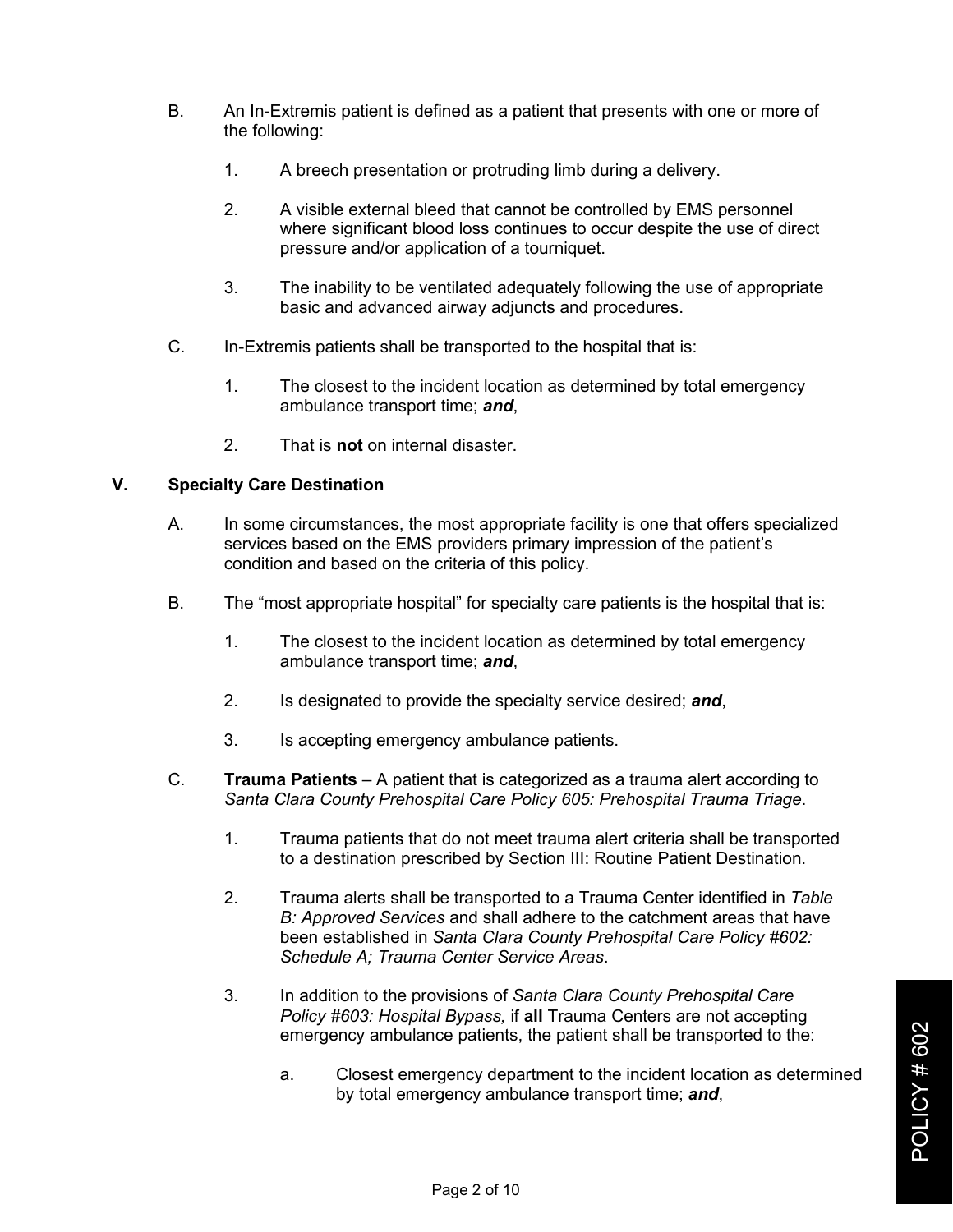B. An In-Extremis patient is defined as a patient that presents with one or more of the following:

   1. A breech presentation or protruding limb during a delivery.

   2. A visible external bleed that cannot be controlled by EMS personnel where significant blood loss continues to occur despite the use of direct pressure and/or application of a tourniquet.

   3. The inability to be ventilated adequately following the use of appropriate basic and advanced airway adjuncts and procedures.

C. In-Extremis patients shall be transported to the hospital that is:

   1. The closest to the incident location as determined by total emergency ambulance transport time; ***and***,

   2. That is **not** on internal disaster.

## V. Specialty Care Destination

A. In some circumstances, the most appropriate facility is one that offers specialized services based on the EMS providers primary impression of the patient's condition and based on the criteria of this policy.

B. The "most appropriate hospital" for specialty care patients is the hospital that is:

   1. The closest to the incident location as determined by total emergency ambulance transport time; ***and***,

   2. Is designated to provide the specialty service desired; ***and***,

   3. Is accepting emergency ambulance patients.

C. **Trauma Patients** – A patient that is categorized as a trauma alert according to *Santa Clara County Prehospital Care Policy 605: Prehospital Trauma Triage*.

   1. Trauma patients that do not meet trauma alert criteria shall be transported to a destination prescribed by Section III: Routine Patient Destination.

   2. Trauma alerts shall be transported to a Trauma Center identified in *Table B: Approved Services* and shall adhere to the catchment areas that have been established in *Santa Clara County Prehospital Care Policy #602: Schedule A; Trauma Center Service Areas*.

   3. In addition to the provisions of *Santa Clara County Prehospital Care Policy #603: Hospital Bypass,* if **all** Trauma Centers are not accepting emergency ambulance patients, the patient shall be transported to the:

      a. Closest emergency department to the incident location as determined by total emergency ambulance transport time; ***and***,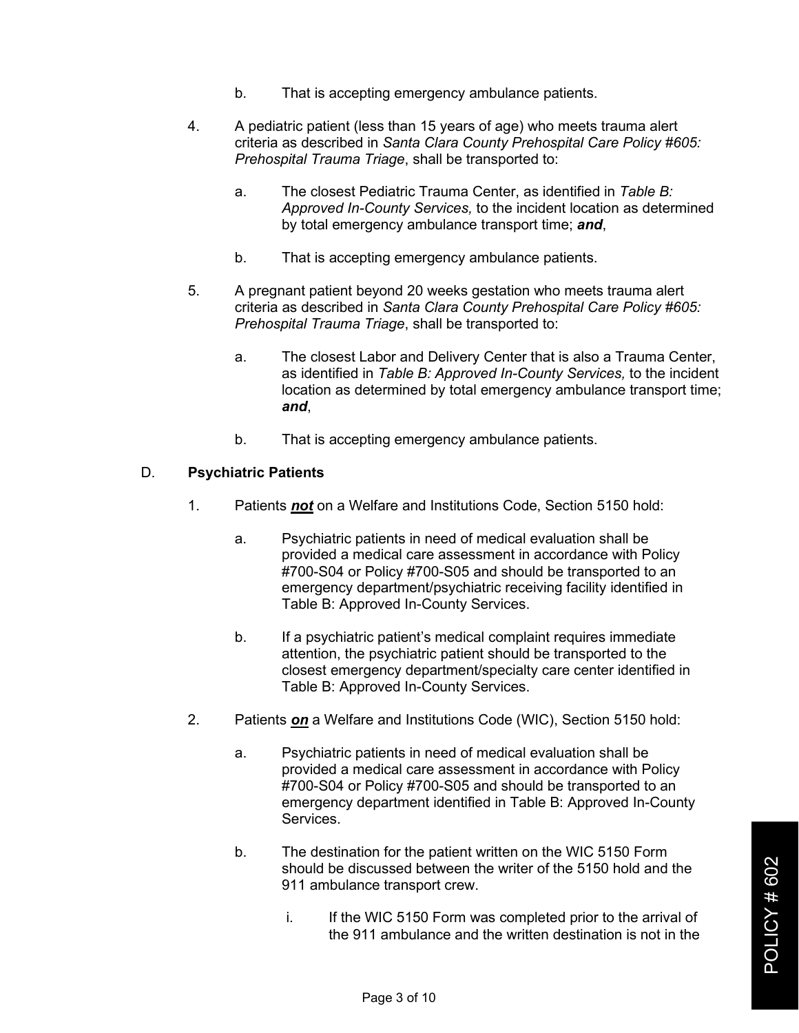b. That is accepting emergency ambulance patients.

4. A pediatric patient (less than 15 years of age) who meets trauma alert criteria as described in *Santa Clara County Prehospital Care Policy #605: Prehospital Trauma Triage*, shall be transported to:

    a. The closest Pediatric Trauma Center, as identified in *Table B: Approved In-County Services,* to the incident location as determined by total emergency ambulance transport time; ***and***,

    b. That is accepting emergency ambulance patients.

5. A pregnant patient beyond 20 weeks gestation who meets trauma alert criteria as described in *Santa Clara County Prehospital Care Policy #605: Prehospital Trauma Triage*, shall be transported to:

    a. The closest Labor and Delivery Center that is also a Trauma Center, as identified in *Table B: Approved In-County Services,* to the incident location as determined by total emergency ambulance transport time; ***and***,

    b. That is accepting emergency ambulance patients.

D. **Psychiatric Patients**

1. Patients ***not*** on a Welfare and Institutions Code, Section 5150 hold:

    a. Psychiatric patients in need of medical evaluation shall be provided a medical care assessment in accordance with Policy #700-S04 or Policy #700-S05 and should be transported to an emergency department/psychiatric receiving facility identified in Table B: Approved In-County Services.

    b. If a psychiatric patient's medical complaint requires immediate attention, the psychiatric patient should be transported to the closest emergency department/specialty care center identified in Table B: Approved In-County Services.

2. Patients ***on*** a Welfare and Institutions Code (WIC), Section 5150 hold:

    a. Psychiatric patients in need of medical evaluation shall be provided a medical care assessment in accordance with Policy #700-S04 or Policy #700-S05 and should be transported to an emergency department identified in Table B: Approved In-County Services.

    b. The destination for the patient written on the WIC 5150 Form should be discussed between the writer of the 5150 hold and the 911 ambulance transport crew.

        i. If the WIC 5150 Form was completed prior to the arrival of the 911 ambulance and the written destination is not in the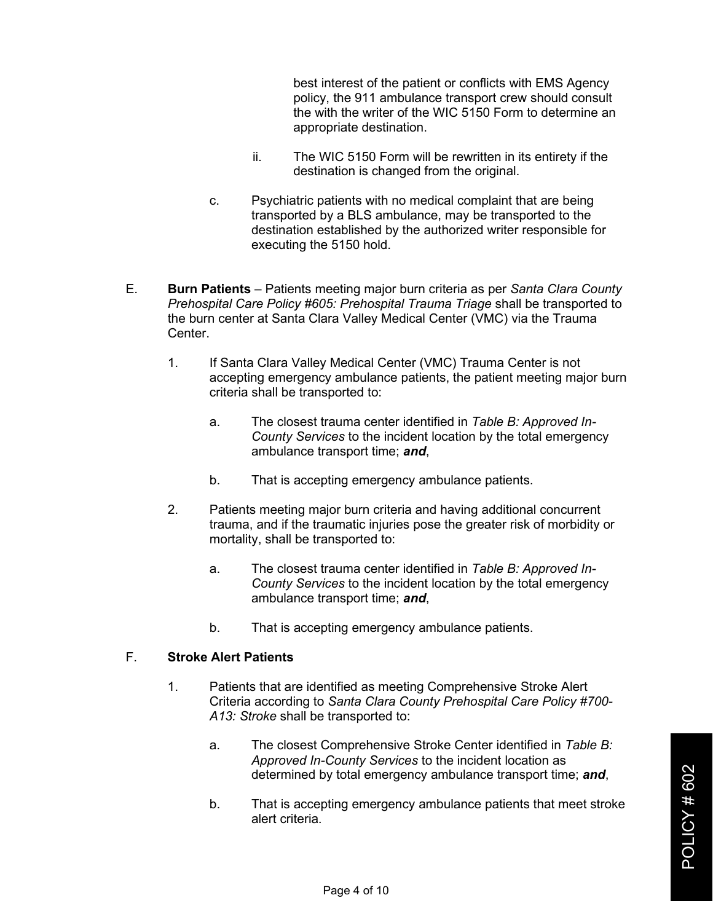best interest of the patient or conflicts with EMS Agency policy, the 911 ambulance transport crew should consult the with the writer of the WIC 5150 Form to determine an appropriate destination.

ii. The WIC 5150 Form will be rewritten in its entirety if the destination is changed from the original.

c. Psychiatric patients with no medical complaint that are being transported by a BLS ambulance, may be transported to the destination established by the authorized writer responsible for executing the 5150 hold.

E. **Burn Patients** – Patients meeting major burn criteria as per *Santa Clara County Prehospital Care Policy #605: Prehospital Trauma Triage* shall be transported to the burn center at Santa Clara Valley Medical Center (VMC) via the Trauma Center.

1. If Santa Clara Valley Medical Center (VMC) Trauma Center is not accepting emergency ambulance patients, the patient meeting major burn criteria shall be transported to:

   a. The closest trauma center identified in *Table B: Approved In-County Services* to the incident location by the total emergency ambulance transport time; ***and***,

   b. That is accepting emergency ambulance patients.

2. Patients meeting major burn criteria and having additional concurrent trauma, and if the traumatic injuries pose the greater risk of morbidity or mortality, shall be transported to:

   a. The closest trauma center identified in *Table B: Approved In-County Services* to the incident location by the total emergency ambulance transport time; ***and***,

   b. That is accepting emergency ambulance patients.

F. **Stroke Alert Patients**

1. Patients that are identified as meeting Comprehensive Stroke Alert Criteria according to *Santa Clara County Prehospital Care Policy #700-A13: Stroke* shall be transported to:

   a. The closest Comprehensive Stroke Center identified in *Table B: Approved In-County Services* to the incident location as determined by total emergency ambulance transport time; ***and***,

   b. That is accepting emergency ambulance patients that meet stroke alert criteria.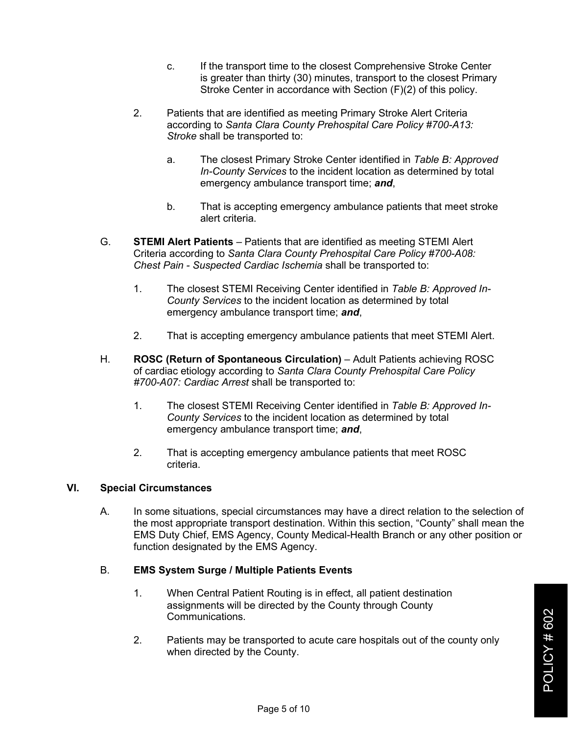c. If the transport time to the closest Comprehensive Stroke Center is greater than thirty (30) minutes, transport to the closest Primary Stroke Center in accordance with Section (F)(2) of this policy.

2. Patients that are identified as meeting Primary Stroke Alert Criteria according to *Santa Clara County Prehospital Care Policy #700-A13: Stroke* shall be transported to:

   a. The closest Primary Stroke Center identified in *Table B: Approved In-County Services* to the incident location as determined by total emergency ambulance transport time; ***and***,

   b. That is accepting emergency ambulance patients that meet stroke alert criteria.

G. **STEMI Alert Patients** – Patients that are identified as meeting STEMI Alert Criteria according to *Santa Clara County Prehospital Care Policy #700-A08: Chest Pain - Suspected Cardiac Ischemia* shall be transported to:

   1. The closest STEMI Receiving Center identified in *Table B: Approved In-County Services* to the incident location as determined by total emergency ambulance transport time; ***and***,

   2. That is accepting emergency ambulance patients that meet STEMI Alert.

H. **ROSC (Return of Spontaneous Circulation)** – Adult Patients achieving ROSC of cardiac etiology according to *Santa Clara County Prehospital Care Policy #700-A07: Cardiac Arrest* shall be transported to:

   1. The closest STEMI Receiving Center identified in *Table B: Approved In-County Services* to the incident location as determined by total emergency ambulance transport time; ***and***,

   2. That is accepting emergency ambulance patients that meet ROSC criteria.

## VI. Special Circumstances

A. In some situations, special circumstances may have a direct relation to the selection of the most appropriate transport destination. Within this section, "County" shall mean the EMS Duty Chief, EMS Agency, County Medical-Health Branch or any other position or function designated by the EMS Agency.

B. **EMS System Surge / Multiple Patients Events**

   1. When Central Patient Routing is in effect, all patient destination assignments will be directed by the County through County Communications.

   2. Patients may be transported to acute care hospitals out of the county only when directed by the County.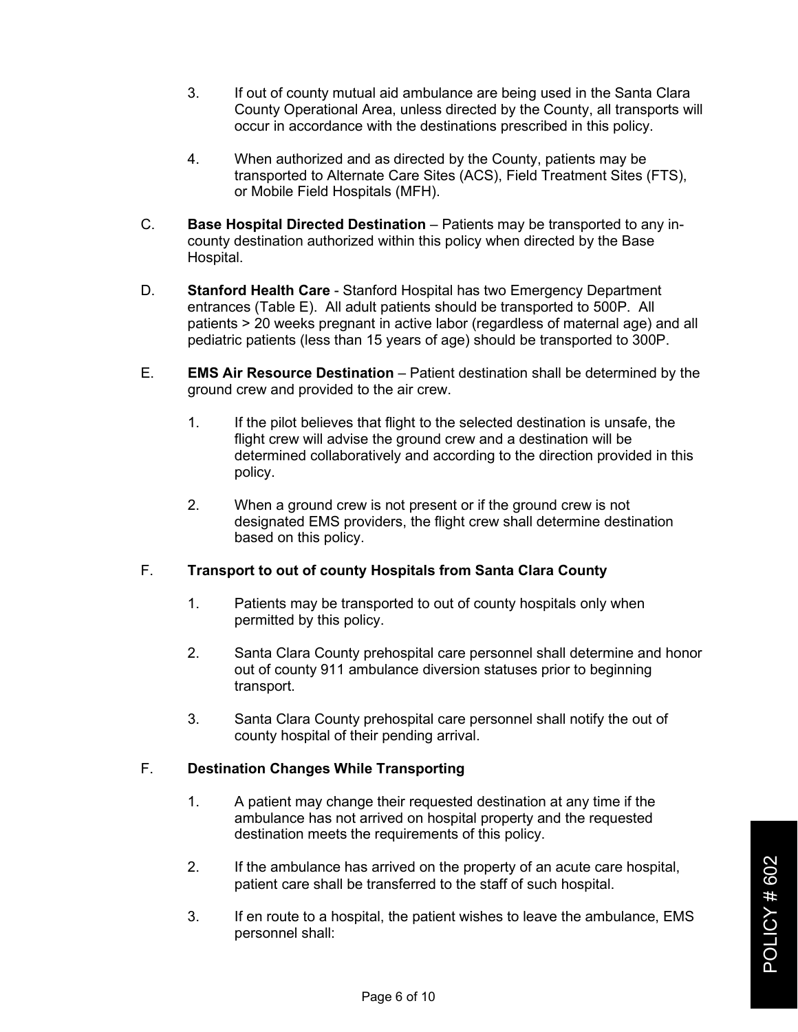3. If out of county mutual aid ambulance are being used in the Santa Clara County Operational Area, unless directed by the County, all transports will occur in accordance with the destinations prescribed in this policy.

4. When authorized and as directed by the County, patients may be transported to Alternate Care Sites (ACS), Field Treatment Sites (FTS), or Mobile Field Hospitals (MFH).

C. **Base Hospital Directed Destination** – Patients may be transported to any in-county destination authorized within this policy when directed by the Base Hospital.

D. **Stanford Health Care** - Stanford Hospital has two Emergency Department entrances (Table E). All adult patients should be transported to 500P. All patients > 20 weeks pregnant in active labor (regardless of maternal age) and all pediatric patients (less than 15 years of age) should be transported to 300P.

E. **EMS Air Resource Destination** – Patient destination shall be determined by the ground crew and provided to the air crew.

1. If the pilot believes that flight to the selected destination is unsafe, the flight crew will advise the ground crew and a destination will be determined collaboratively and according to the direction provided in this policy.

2. When a ground crew is not present or if the ground crew is not designated EMS providers, the flight crew shall determine destination based on this policy.

F. **Transport to out of county Hospitals from Santa Clara County**

1. Patients may be transported to out of county hospitals only when permitted by this policy.

2. Santa Clara County prehospital care personnel shall determine and honor out of county 911 ambulance diversion statuses prior to beginning transport.

3. Santa Clara County prehospital care personnel shall notify the out of county hospital of their pending arrival.

F. **Destination Changes While Transporting**

1. A patient may change their requested destination at any time if the ambulance has not arrived on hospital property and the requested destination meets the requirements of this policy.

2. If the ambulance has arrived on the property of an acute care hospital, patient care shall be transferred to the staff of such hospital.

3. If en route to a hospital, the patient wishes to leave the ambulance, EMS personnel shall: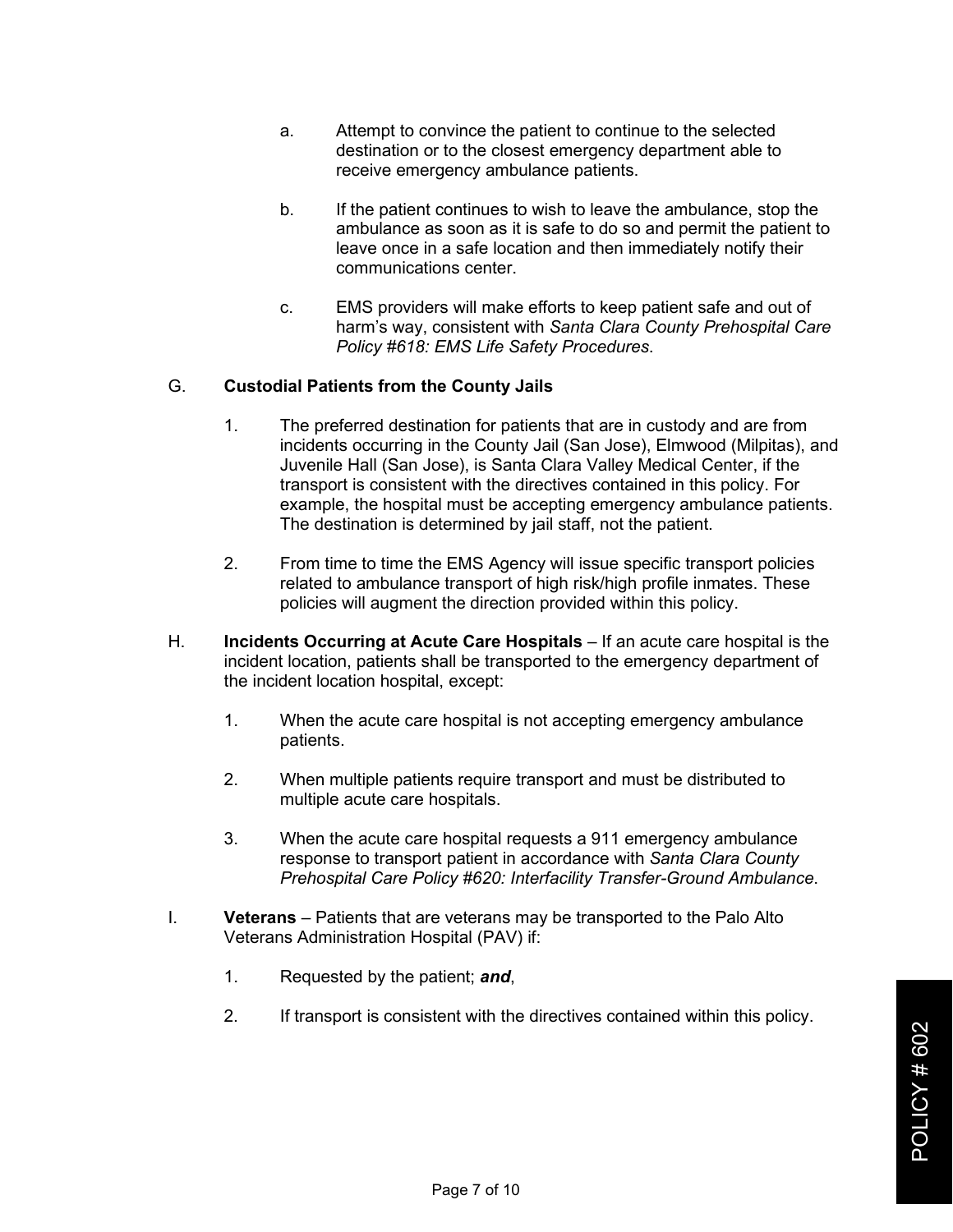a. Attempt to convince the patient to continue to the selected destination or to the closest emergency department able to receive emergency ambulance patients.

b. If the patient continues to wish to leave the ambulance, stop the ambulance as soon as it is safe to do so and permit the patient to leave once in a safe location and then immediately notify their communications center.

c. EMS providers will make efforts to keep patient safe and out of harm's way, consistent with *Santa Clara County Prehospital Care Policy #618: EMS Life Safety Procedures*.

G. **Custodial Patients from the County Jails**

1. The preferred destination for patients that are in custody and are from incidents occurring in the County Jail (San Jose), Elmwood (Milpitas), and Juvenile Hall (San Jose), is Santa Clara Valley Medical Center, if the transport is consistent with the directives contained in this policy. For example, the hospital must be accepting emergency ambulance patients. The destination is determined by jail staff, not the patient.

2. From time to time the EMS Agency will issue specific transport policies related to ambulance transport of high risk/high profile inmates. These policies will augment the direction provided within this policy.

H. **Incidents Occurring at Acute Care Hospitals** – If an acute care hospital is the incident location, patients shall be transported to the emergency department of the incident location hospital, except:

1. When the acute care hospital is not accepting emergency ambulance patients.

2. When multiple patients require transport and must be distributed to multiple acute care hospitals.

3. When the acute care hospital requests a 911 emergency ambulance response to transport patient in accordance with *Santa Clara County Prehospital Care Policy #620: Interfacility Transfer-Ground Ambulance*.

I. **Veterans** – Patients that are veterans may be transported to the Palo Alto Veterans Administration Hospital (PAV) if:

1. Requested by the patient; ***and***,

2. If transport is consistent with the directives contained within this policy.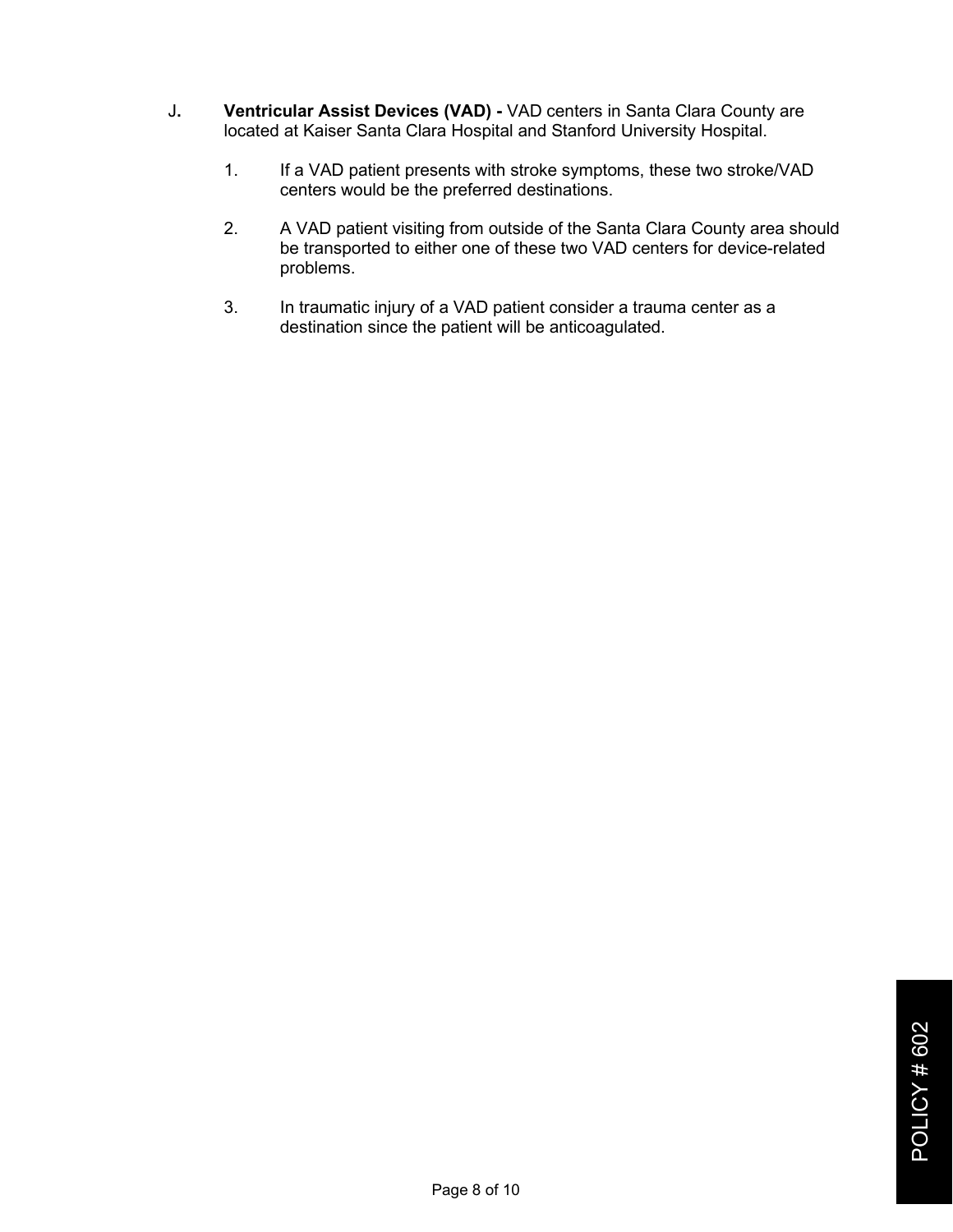J. **Ventricular Assist Devices (VAD) -** VAD centers in Santa Clara County are located at Kaiser Santa Clara Hospital and Stanford University Hospital.

1. If a VAD patient presents with stroke symptoms, these two stroke/VAD centers would be the preferred destinations.

2. A VAD patient visiting from outside of the Santa Clara County area should be transported to either one of these two VAD centers for device-related problems.

3. In traumatic injury of a VAD patient consider a trauma center as a destination since the patient will be anticoagulated.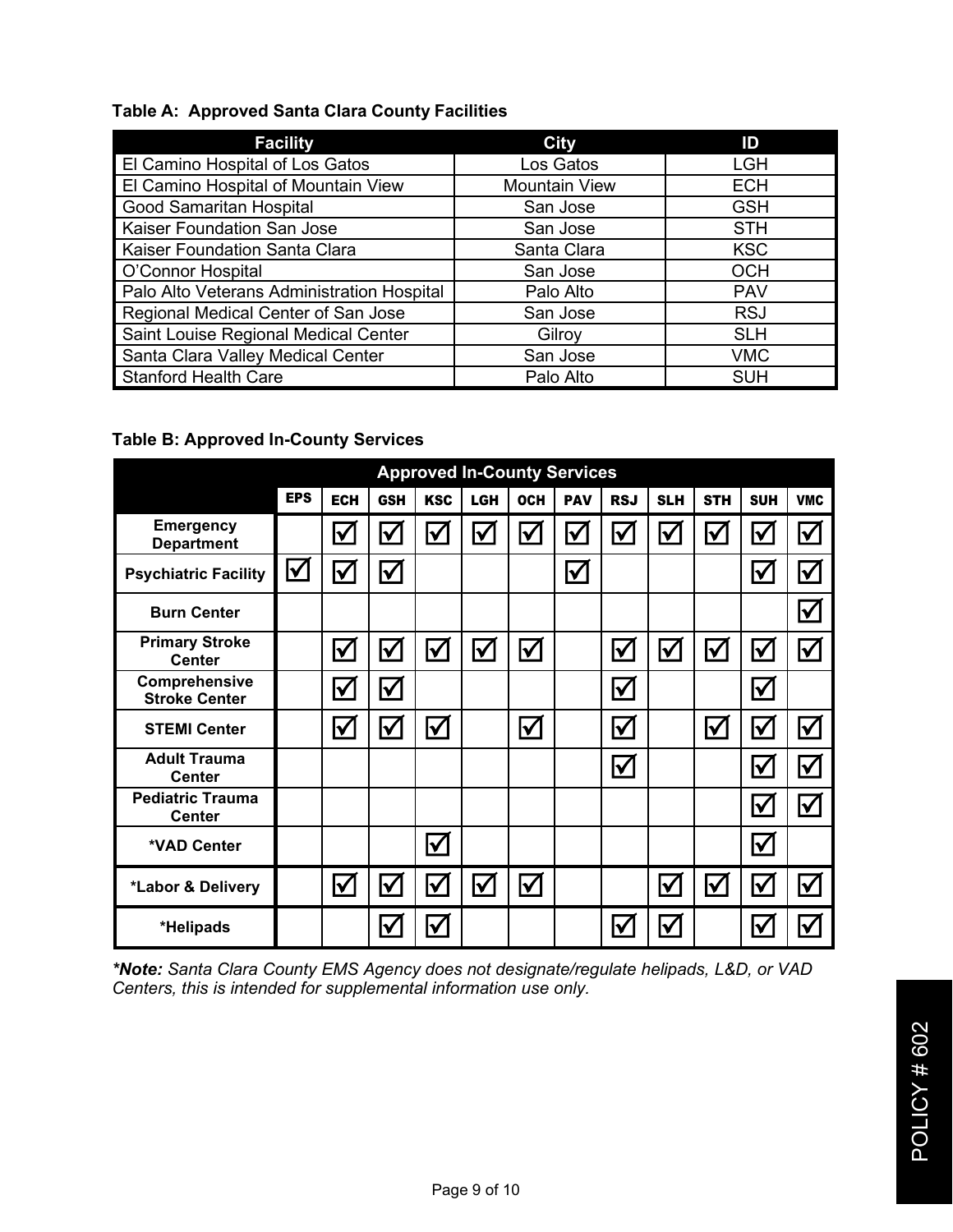**Table A: Approved Santa Clara County Facilities**

| Facility | City | ID |
|---|---|---|
| El Camino Hospital of Los Gatos | Los Gatos | LGH |
| El Camino Hospital of Mountain View | Mountain View | ECH |
| Good Samaritan Hospital | San Jose | GSH |
| Kaiser Foundation San Jose | San Jose | STH |
| Kaiser Foundation Santa Clara | Santa Clara | KSC |
| O'Connor Hospital | San Jose | OCH |
| Palo Alto Veterans Administration Hospital | Palo Alto | PAV |
| Regional Medical Center of San Jose | San Jose | RSJ |
| Saint Louise Regional Medical Center | Gilroy | SLH |
| Santa Clara Valley Medical Center | San Jose | VMC |
| Stanford Health Care | Palo Alto | SUH |

**Table B: Approved In-County Services**

| Approved In-County Services | | | | | | | | | | | | |
|---|---|---|---|---|---|---|---|---|---|---|---|---|
| | EPS | ECH | GSH | KSC | LGH | OCH | PAV | RSJ | SLH | STH | SUH | VMC |
| **Emergency Department** | | ☑ | ☑ | ☑ | ☑ | ☑ | ☑ | ☑ | ☑ | ☑ | ☑ | ☑ |
| **Psychiatric Facility** | ☑ | ☑ | ☑ | | | | ☑ | | | | ☑ | ☑ |
| **Burn Center** | | | | | | | | | | | | ☑ |
| **Primary Stroke Center** | | ☑ | ☑ | ☑ | ☑ | ☑ | | ☑ | ☑ | ☑ | ☑ | ☑ |
| **Comprehensive Stroke Center** | | ☑ | ☑ | | | | | ☑ | | | ☑ | |
| **STEMI Center** | | ☑ | ☑ | ☑ | | ☑ | | ☑ | | ☑ | ☑ | ☑ |
| **Adult Trauma Center** | | | | | | | | ☑ | | | ☑ | ☑ |
| **Pediatric Trauma Center** | | | | | | | | | | | ☑ | ☑ |
| **\*VAD Center** | | | | ☑ | | | | | | | ☑ | |
| **\*Labor & Delivery** | | ☑ | ☑ | ☑ | ☑ | ☑ | | | ☑ | ☑ | ☑ | ☑ |
| **\*Helipads** | | | ☑ | ☑ | | | | ☑ | ☑ | | ☑ | ☑ |

***Note:** Santa Clara County EMS Agency does not designate/regulate helipads, L&D, or VAD Centers, this is intended for supplemental information use only.*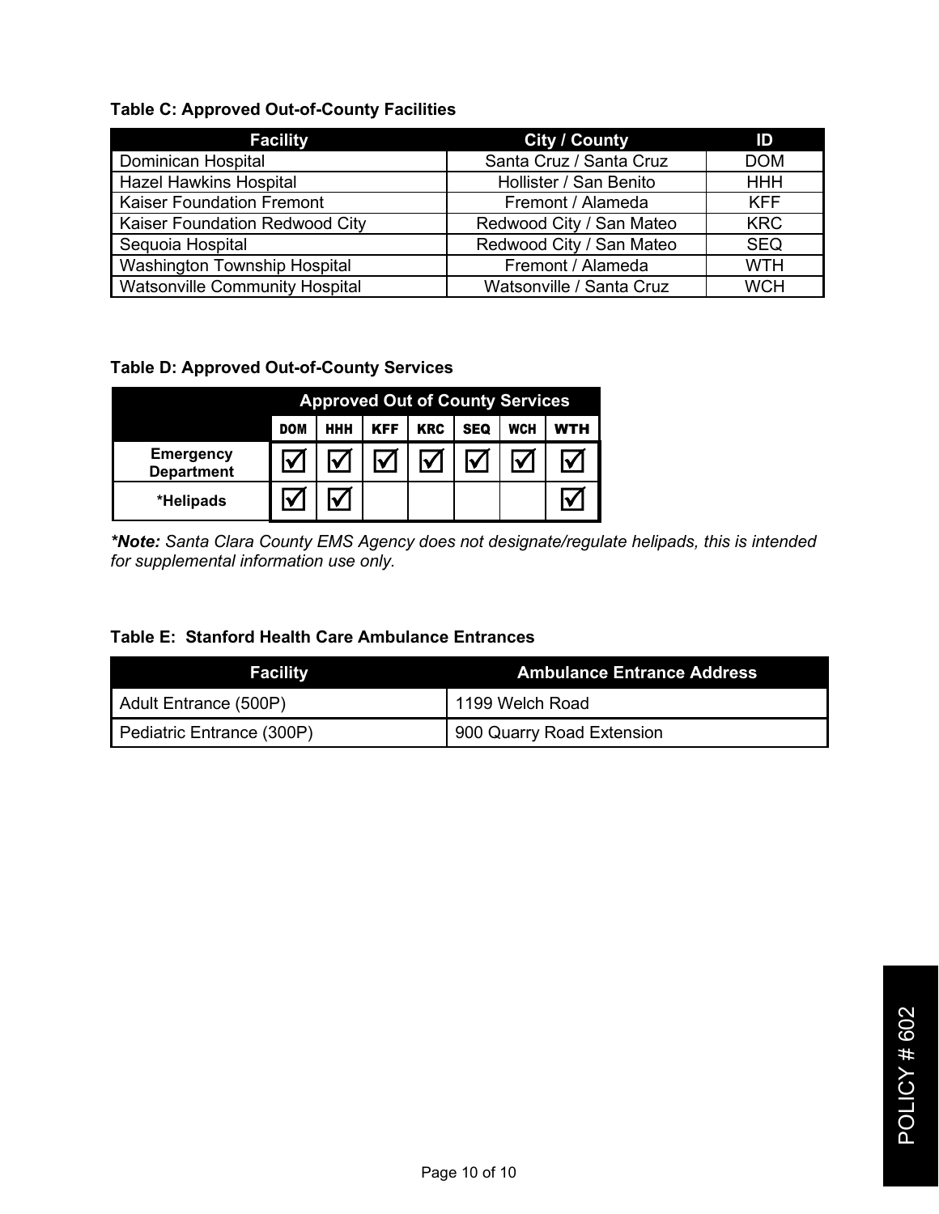**Table C: Approved Out-of-County Facilities**

| Facility | City / County | ID |
|---|---|---|
| Dominican Hospital | Santa Cruz / Santa Cruz | DOM |
| Hazel Hawkins Hospital | Hollister / San Benito | HHH |
| Kaiser Foundation Fremont | Fremont / Alameda | KFF |
| Kaiser Foundation Redwood City | Redwood City / San Mateo | KRC |
| Sequoia Hospital | Redwood City / San Mateo | SEQ |
| Washington Township Hospital | Fremont / Alameda | WTH |
| Watsonville Community Hospital | Watsonville / Santa Cruz | WCH |

**Table D: Approved Out-of-County Services**

| | Approved Out of County Services | | | | | | |
|---|---|---|---|---|---|---|---|
| | DOM | HHH | KFF | KRC | SEQ | WCH | WTH |
| Emergency Department | ☑ | ☑ | ☑ | ☑ | ☑ | ☑ | ☑ |
| *Helipads | ☑ | ☑ | | | | | ☑ |

***Note:** Santa Clara County EMS Agency does not designate/regulate helipads, this is intended for supplemental information use only.*

**Table E: Stanford Health Care Ambulance Entrances**

| Facility | Ambulance Entrance Address |
|---|---|
| Adult Entrance (500P) | 1199 Welch Road |
| Pediatric Entrance (300P) | 900 Quarry Road Extension |